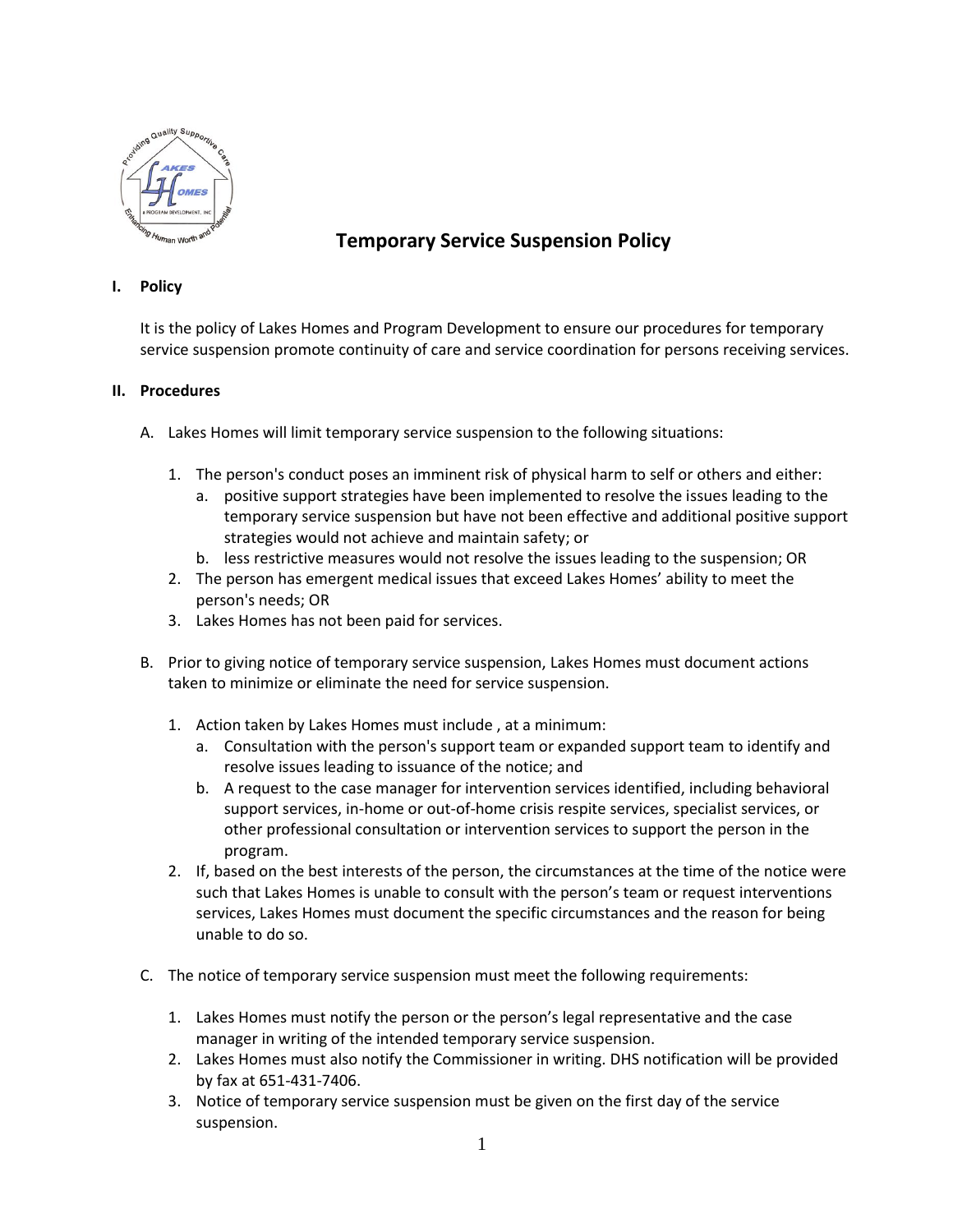# Temporary Service Suspension Policy

**I. Policy**

It is the policy of Lakes Homes and Program Development to ensure our procedures for temporary service suspension promote continuity of care and service coordination for persons receiving services.

**II. Procedures**

A. Lakes Homes will limit temporary service suspension to the following situations:

1. The person's conduct poses an imminent risk of physical harm to self or others and either:
   a. positive support strategies have been implemented to resolve the issues leading to the temporary service suspension but have not been effective and additional positive support strategies would not achieve and maintain safety; or
   b. less restrictive measures would not resolve the issues leading to the suspension; OR
2. The person has emergent medical issues that exceed Lakes Homes' ability to meet the person's needs; OR
3. Lakes Homes has not been paid for services.

B. Prior to giving notice of temporary service suspension, Lakes Homes must document actions taken to minimize or eliminate the need for service suspension.

1. Action taken by Lakes Homes must include , at a minimum:
   a. Consultation with the person's support team or expanded support team to identify and resolve issues leading to issuance of the notice; and
   b. A request to the case manager for intervention services identified, including behavioral support services, in-home or out-of-home crisis respite services, specialist services, or other professional consultation or intervention services to support the person in the program.
2. If, based on the best interests of the person, the circumstances at the time of the notice were such that Lakes Homes is unable to consult with the person's team or request interventions services, Lakes Homes must document the specific circumstances and the reason for being unable to do so.

C. The notice of temporary service suspension must meet the following requirements:

1. Lakes Homes must notify the person or the person's legal representative and the case manager in writing of the intended temporary service suspension.
2. Lakes Homes must also notify the Commissioner in writing. DHS notification will be provided by fax at 651-431-7406.
3. Notice of temporary service suspension must be given on the first day of the service suspension.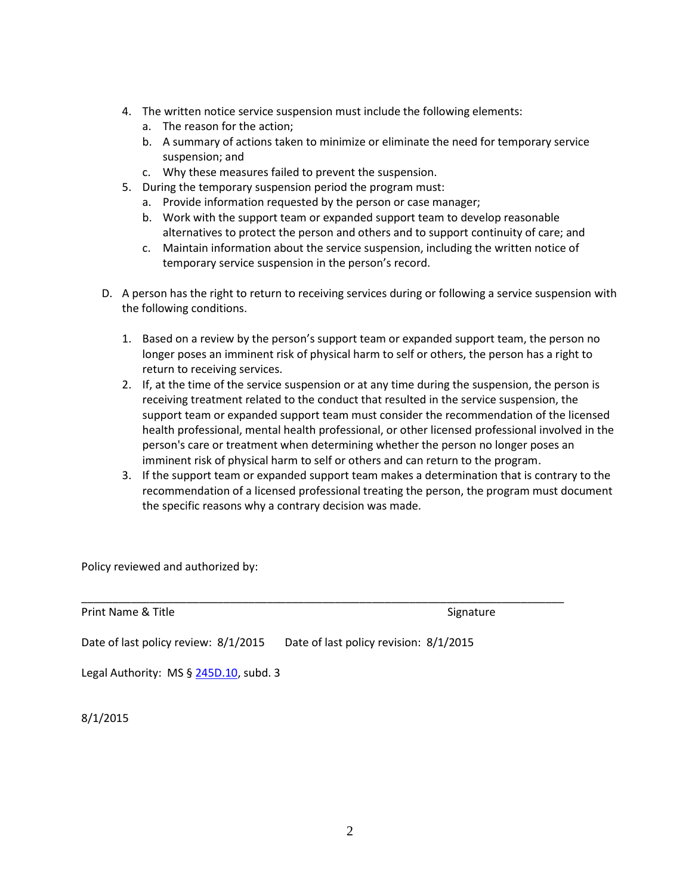4. The written notice service suspension must include the following elements:
   a. The reason for the action;
   b. A summary of actions taken to minimize or eliminate the need for temporary service suspension; and
   c. Why these measures failed to prevent the suspension.
5. During the temporary suspension period the program must:
   a. Provide information requested by the person or case manager;
   b. Work with the support team or expanded support team to develop reasonable alternatives to protect the person and others and to support continuity of care; and
   c. Maintain information about the service suspension, including the written notice of temporary service suspension in the person's record.

D. A person has the right to return to receiving services during or following a service suspension with the following conditions.

   1. Based on a review by the person's support team or expanded support team, the person no longer poses an imminent risk of physical harm to self or others, the person has a right to return to receiving services.
   2. If, at the time of the service suspension or at any time during the suspension, the person is receiving treatment related to the conduct that resulted in the service suspension, the support team or expanded support team must consider the recommendation of the licensed health professional, mental health professional, or other licensed professional involved in the person's care or treatment when determining whether the person no longer poses an imminent risk of physical harm to self or others and can return to the program.
   3. If the support team or expanded support team makes a determination that is contrary to the recommendation of a licensed professional treating the person, the program must document the specific reasons why a contrary decision was made.

Policy reviewed and authorized by:

_______________________________________________________________________________

Print Name & Title                                                                                    Signature

Date of last policy review: 8/1/2015       Date of last policy revision: 8/1/2015

Legal Authority: MS § [245D.10](), subd. 3

8/1/2015